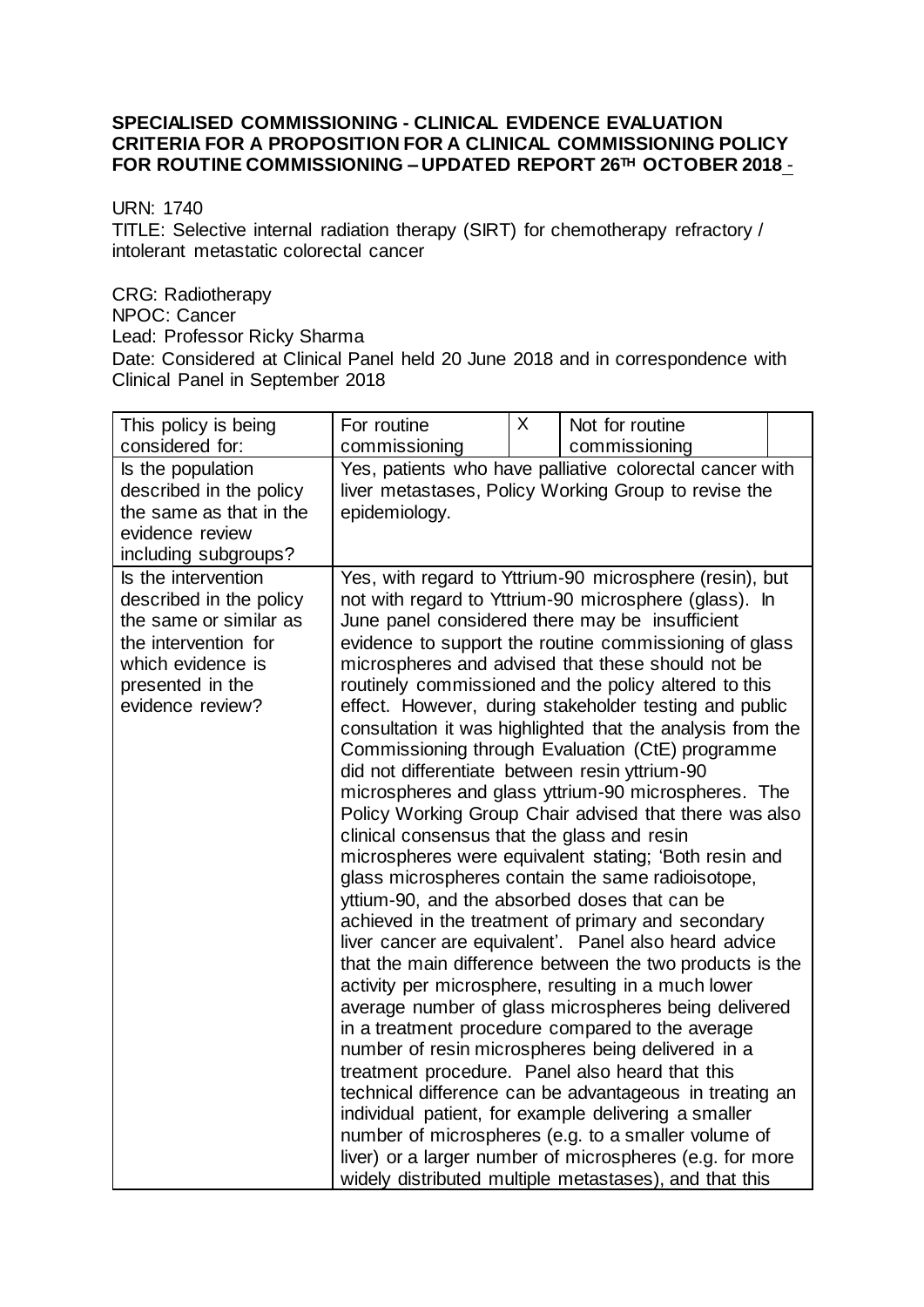**SPECIALISED COMMISSIONING - CLINICAL EVIDENCE EVALUATION CRITERIA FOR A PROPOSITION FOR A CLINICAL COMMISSIONING POLICY FOR ROUTINE COMMISSIONING – UPDATED REPORT 26TH OCTOBER 2018 -**

URN: 1740

TITLE: Selective internal radiation therapy (SIRT) for chemotherapy refractory / intolerant metastatic colorectal cancer

CRG: Radiotherapy

NPOC: Cancer

Lead: Professor Ricky Sharma

Date: Considered at Clinical Panel held 20 June 2018 and in correspondence with Clinical Panel in September 2018

| This policy is being considered for: | For routine commissioning | X | Not for routine commissioning | |
|---|---|---|---|---|
| Is the population described in the policy the same as that in the evidence review including subgroups? | Yes, patients who have palliative colorectal cancer with liver metastases, Policy Working Group to revise the epidemiology. | | | |
| Is the intervention described in the policy the same or similar as the intervention for which evidence is presented in the evidence review? | Yes, with regard to Yttrium-90 microsphere (resin), but not with regard to Yttrium-90 microsphere (glass). In June panel considered there may be insufficient evidence to support the routine commissioning of glass microspheres and advised that these should not be routinely commissioned and the policy altered to this effect. However, during stakeholder testing and public consultation it was highlighted that the analysis from the Commissioning through Evaluation (CtE) programme did not differentiate between resin yttrium-90 microspheres and glass yttrium-90 microspheres. The Policy Working Group Chair advised that there was also clinical consensus that the glass and resin microspheres were equivalent stating; 'Both resin and glass microspheres contain the same radioisotope, yttium-90, and the absorbed doses that can be achieved in the treatment of primary and secondary liver cancer are equivalent'. Panel also heard advice that the main difference between the two products is the activity per microsphere, resulting in a much lower average number of glass microspheres being delivered in a treatment procedure compared to the average number of resin microspheres being delivered in a treatment procedure. Panel also heard that this technical difference can be advantageous in treating an individual patient, for example delivering a smaller number of microspheres (e.g. to a smaller volume of liver) or a larger number of microspheres (e.g. for more widely distributed multiple metastases), and that this | | | |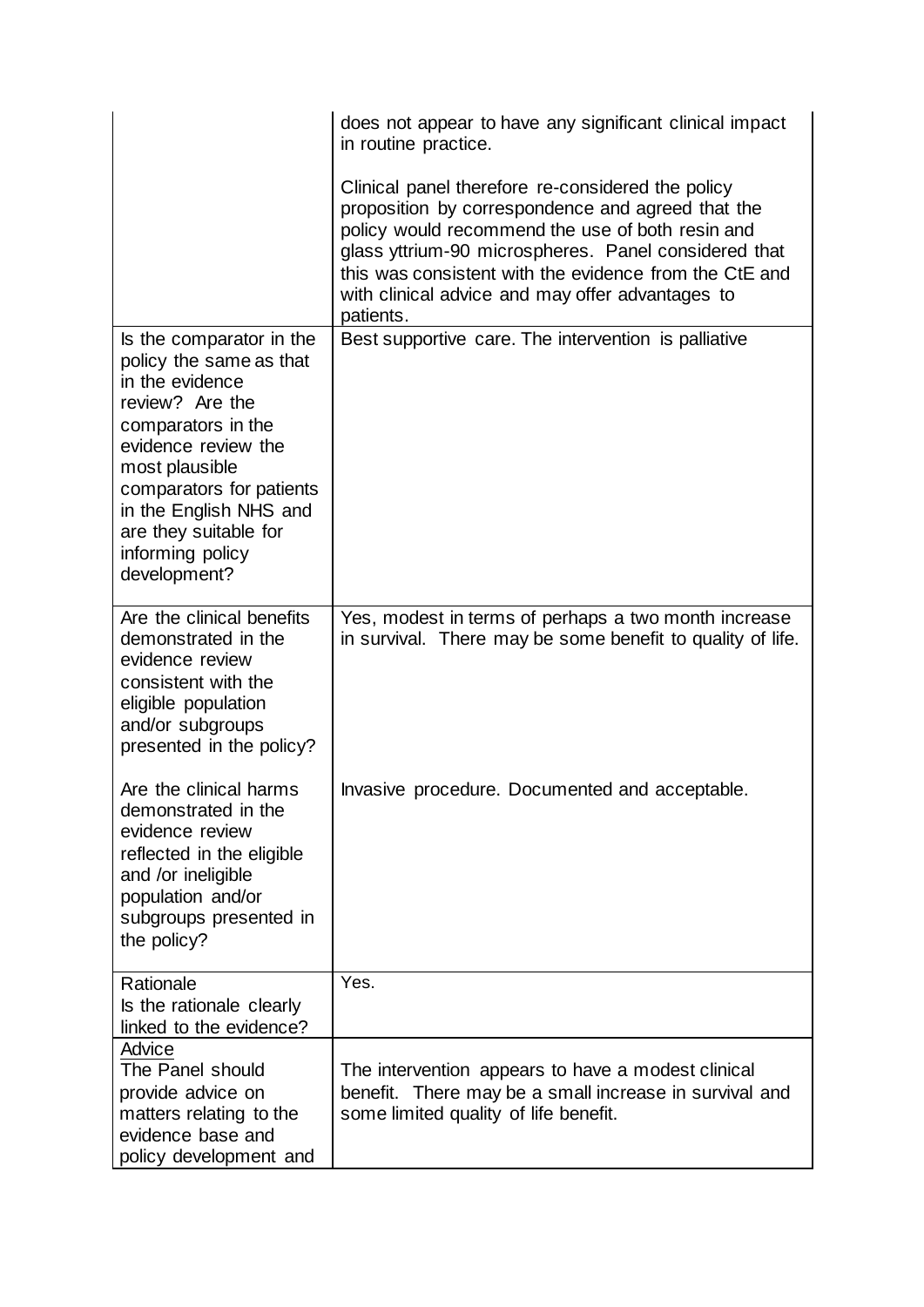| | |
|---|---|
| | does not appear to have any significant clinical impact in routine practice.<br><br>Clinical panel therefore re-considered the policy proposition by correspondence and agreed that the policy would recommend the use of both resin and glass yttrium-90 microspheres. Panel considered that this was consistent with the evidence from the CtE and with clinical advice and may offer advantages to patients. |
| Is the comparator in the policy the same as that in the evidence review? Are the comparators in the evidence review the most plausible comparators for patients in the English NHS and are they suitable for informing policy development? | Best supportive care. The intervention is palliative |
| Are the clinical benefits demonstrated in the evidence review consistent with the eligible population and/or subgroups presented in the policy?<br><br>Are the clinical harms demonstrated in the evidence review reflected in the eligible and /or ineligible population and/or subgroups presented in the policy? | Yes, modest in terms of perhaps a two month increase in survival. There may be some benefit to quality of life.<br><br>Invasive procedure. Documented and acceptable. |
| Rationale<br>Is the rationale clearly linked to the evidence? | Yes. |
| Advice<br>The Panel should provide advice on matters relating to the evidence base and policy development and | The intervention appears to have a modest clinical benefit. There may be a small increase in survival and some limited quality of life benefit. |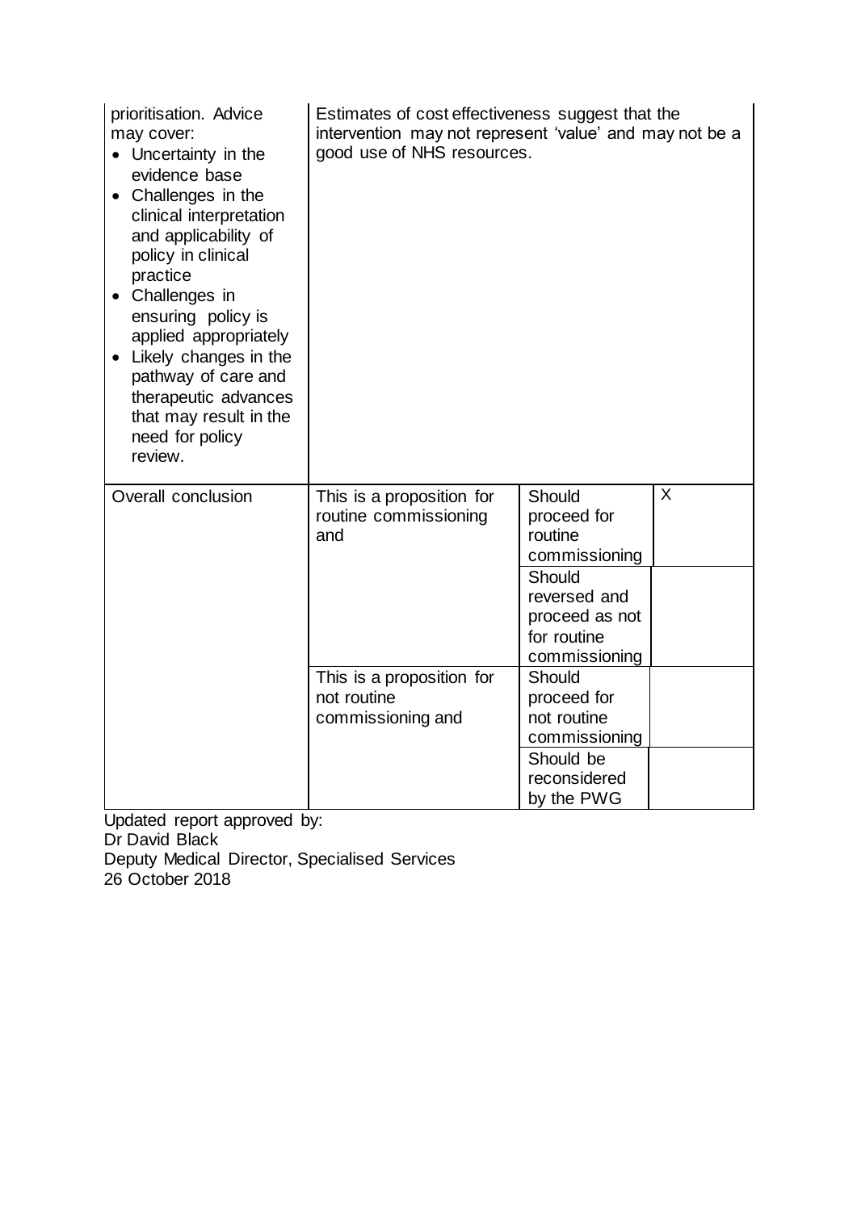| | | | |
|---|---|---|---|
| prioritisation. Advice may cover:<br>• Uncertainty in the evidence base<br>• Challenges in the clinical interpretation and applicability of policy in clinical practice<br>• Challenges in ensuring policy is applied appropriately<br>• Likely changes in the pathway of care and therapeutic advances that may result in the need for policy review. | Estimates of cost effectiveness suggest that the intervention may not represent 'value' and may not be a good use of NHS resources. | | |
| Overall conclusion | This is a proposition for routine commissioning and | Should proceed for routine commissioning | X |
| | | Should reversed and proceed as not for routine commissioning | |
| | This is a proposition for not routine commissioning and | Should proceed for not routine commissioning | |
| | | Should be reconsidered by the PWG | |

Updated report approved by:
Dr David Black
Deputy Medical Director, Specialised Services
26 October 2018